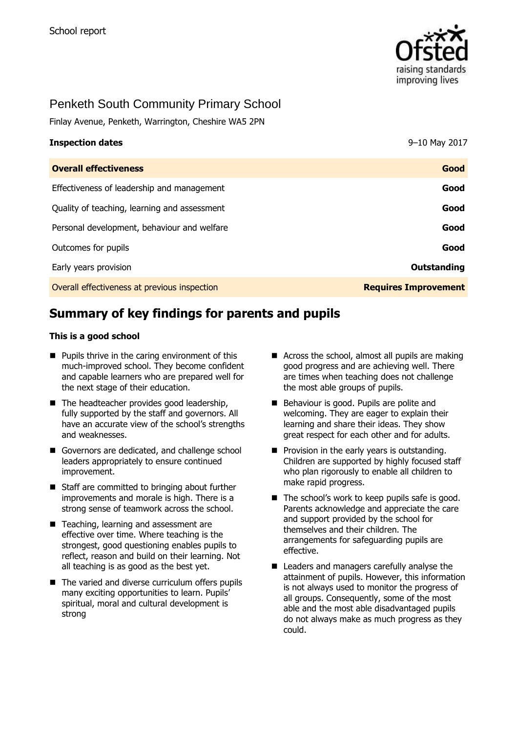School report

# Penketh South Community Primary School

Finlay Avenue, Penketh, Warrington, Cheshire WA5 2PN

| **Inspection dates** | 9–10 May 2017 |
|---|---|
| **Overall effectiveness** | **Good** |
| Effectiveness of leadership and management | **Good** |
| Quality of teaching, learning and assessment | **Good** |
| Personal development, behaviour and welfare | **Good** |
| Outcomes for pupils | **Good** |
| Early years provision | **Outstanding** |
| Overall effectiveness at previous inspection | **Requires Improvement** |

## Summary of key findings for parents and pupils

**This is a good school**

- Pupils thrive in the caring environment of this much-improved school. They become confident and capable learners who are prepared well for the next stage of their education.
- The headteacher provides good leadership, fully supported by the staff and governors. All have an accurate view of the school's strengths and weaknesses.
- Governors are dedicated, and challenge school leaders appropriately to ensure continued improvement.
- Staff are committed to bringing about further improvements and morale is high. There is a strong sense of teamwork across the school.
- Teaching, learning and assessment are effective over time. Where teaching is the strongest, good questioning enables pupils to reflect, reason and build on their learning. Not all teaching is as good as the best yet.
- The varied and diverse curriculum offers pupils many exciting opportunities to learn. Pupils' spiritual, moral and cultural development is strong
- Across the school, almost all pupils are making good progress and are achieving well. There are times when teaching does not challenge the most able groups of pupils.
- Behaviour is good. Pupils are polite and welcoming. They are eager to explain their learning and share their ideas. They show great respect for each other and for adults.
- Provision in the early years is outstanding. Children are supported by highly focused staff who plan rigorously to enable all children to make rapid progress.
- The school's work to keep pupils safe is good. Parents acknowledge and appreciate the care and support provided by the school for themselves and their children. The arrangements for safeguarding pupils are effective.
- Leaders and managers carefully analyse the attainment of pupils. However, this information is not always used to monitor the progress of all groups. Consequently, some of the most able and the most able disadvantaged pupils do not always make as much progress as they could.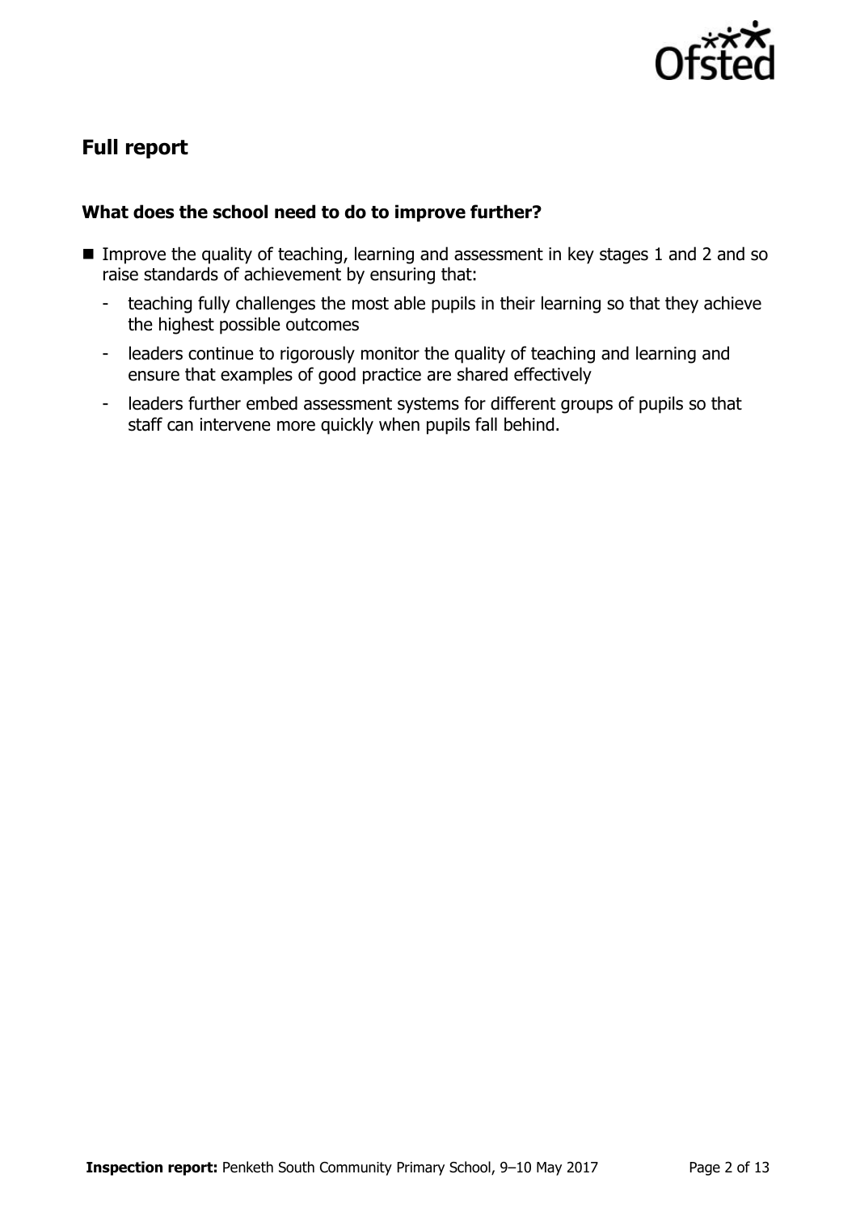## Full report

### What does the school need to do to improve further?

- Improve the quality of teaching, learning and assessment in key stages 1 and 2 and so raise standards of achievement by ensuring that:
  - teaching fully challenges the most able pupils in their learning so that they achieve the highest possible outcomes
  - leaders continue to rigorously monitor the quality of teaching and learning and ensure that examples of good practice are shared effectively
  - leaders further embed assessment systems for different groups of pupils so that staff can intervene more quickly when pupils fall behind.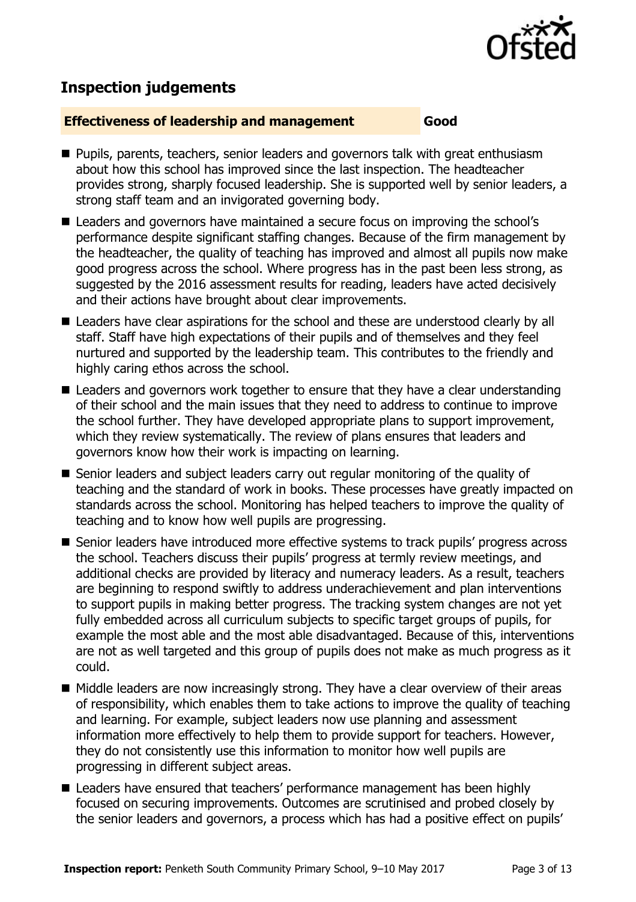## Inspection judgements

**Effectiveness of leadership and management** **Good**

- Pupils, parents, teachers, senior leaders and governors talk with great enthusiasm about how this school has improved since the last inspection. The headteacher provides strong, sharply focused leadership. She is supported well by senior leaders, a strong staff team and an invigorated governing body.
- Leaders and governors have maintained a secure focus on improving the school's performance despite significant staffing changes. Because of the firm management by the headteacher, the quality of teaching has improved and almost all pupils now make good progress across the school. Where progress has in the past been less strong, as suggested by the 2016 assessment results for reading, leaders have acted decisively and their actions have brought about clear improvements.
- Leaders have clear aspirations for the school and these are understood clearly by all staff. Staff have high expectations of their pupils and of themselves and they feel nurtured and supported by the leadership team. This contributes to the friendly and highly caring ethos across the school.
- Leaders and governors work together to ensure that they have a clear understanding of their school and the main issues that they need to address to continue to improve the school further. They have developed appropriate plans to support improvement, which they review systematically. The review of plans ensures that leaders and governors know how their work is impacting on learning.
- Senior leaders and subject leaders carry out regular monitoring of the quality of teaching and the standard of work in books. These processes have greatly impacted on standards across the school. Monitoring has helped teachers to improve the quality of teaching and to know how well pupils are progressing.
- Senior leaders have introduced more effective systems to track pupils' progress across the school. Teachers discuss their pupils' progress at termly review meetings, and additional checks are provided by literacy and numeracy leaders. As a result, teachers are beginning to respond swiftly to address underachievement and plan interventions to support pupils in making better progress. The tracking system changes are not yet fully embedded across all curriculum subjects to specific target groups of pupils, for example the most able and the most able disadvantaged. Because of this, interventions are not as well targeted and this group of pupils does not make as much progress as it could.
- Middle leaders are now increasingly strong. They have a clear overview of their areas of responsibility, which enables them to take actions to improve the quality of teaching and learning. For example, subject leaders now use planning and assessment information more effectively to help them to provide support for teachers. However, they do not consistently use this information to monitor how well pupils are progressing in different subject areas.
- Leaders have ensured that teachers' performance management has been highly focused on securing improvements. Outcomes are scrutinised and probed closely by the senior leaders and governors, a process which has had a positive effect on pupils'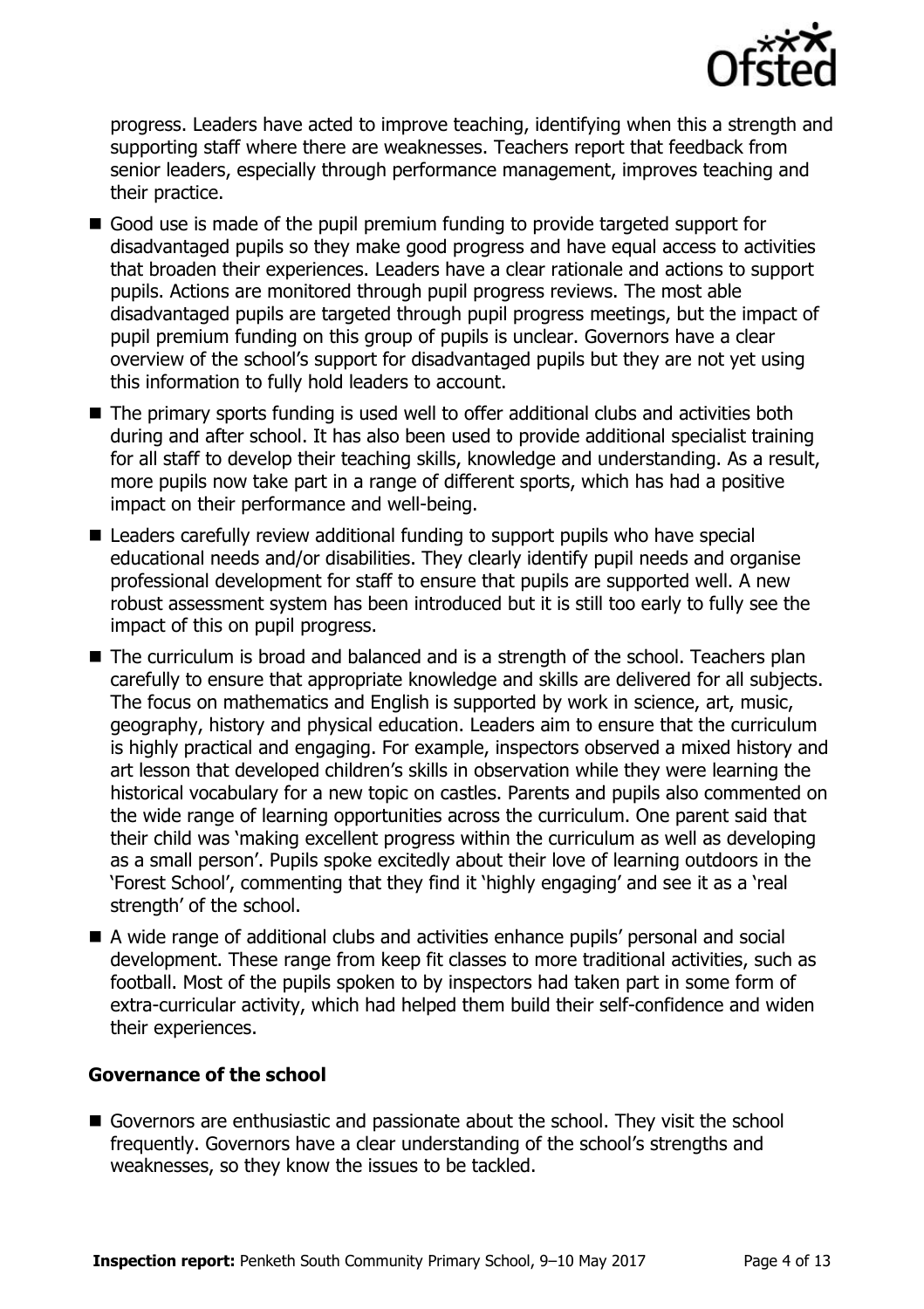progress. Leaders have acted to improve teaching, identifying when this a strength and supporting staff where there are weaknesses. Teachers report that feedback from senior leaders, especially through performance management, improves teaching and their practice.

- Good use is made of the pupil premium funding to provide targeted support for disadvantaged pupils so they make good progress and have equal access to activities that broaden their experiences. Leaders have a clear rationale and actions to support pupils. Actions are monitored through pupil progress reviews. The most able disadvantaged pupils are targeted through pupil progress meetings, but the impact of pupil premium funding on this group of pupils is unclear. Governors have a clear overview of the school's support for disadvantaged pupils but they are not yet using this information to fully hold leaders to account.
- The primary sports funding is used well to offer additional clubs and activities both during and after school. It has also been used to provide additional specialist training for all staff to develop their teaching skills, knowledge and understanding. As a result, more pupils now take part in a range of different sports, which has had a positive impact on their performance and well-being.
- Leaders carefully review additional funding to support pupils who have special educational needs and/or disabilities. They clearly identify pupil needs and organise professional development for staff to ensure that pupils are supported well. A new robust assessment system has been introduced but it is still too early to fully see the impact of this on pupil progress.
- The curriculum is broad and balanced and is a strength of the school. Teachers plan carefully to ensure that appropriate knowledge and skills are delivered for all subjects. The focus on mathematics and English is supported by work in science, art, music, geography, history and physical education. Leaders aim to ensure that the curriculum is highly practical and engaging. For example, inspectors observed a mixed history and art lesson that developed children's skills in observation while they were learning the historical vocabulary for a new topic on castles. Parents and pupils also commented on the wide range of learning opportunities across the curriculum. One parent said that their child was 'making excellent progress within the curriculum as well as developing as a small person'. Pupils spoke excitedly about their love of learning outdoors in the 'Forest School', commenting that they find it 'highly engaging' and see it as a 'real strength' of the school.
- A wide range of additional clubs and activities enhance pupils' personal and social development. These range from keep fit classes to more traditional activities, such as football. Most of the pupils spoken to by inspectors had taken part in some form of extra-curricular activity, which had helped them build their self-confidence and widen their experiences.

### Governance of the school

- Governors are enthusiastic and passionate about the school. They visit the school frequently. Governors have a clear understanding of the school's strengths and weaknesses, so they know the issues to be tackled.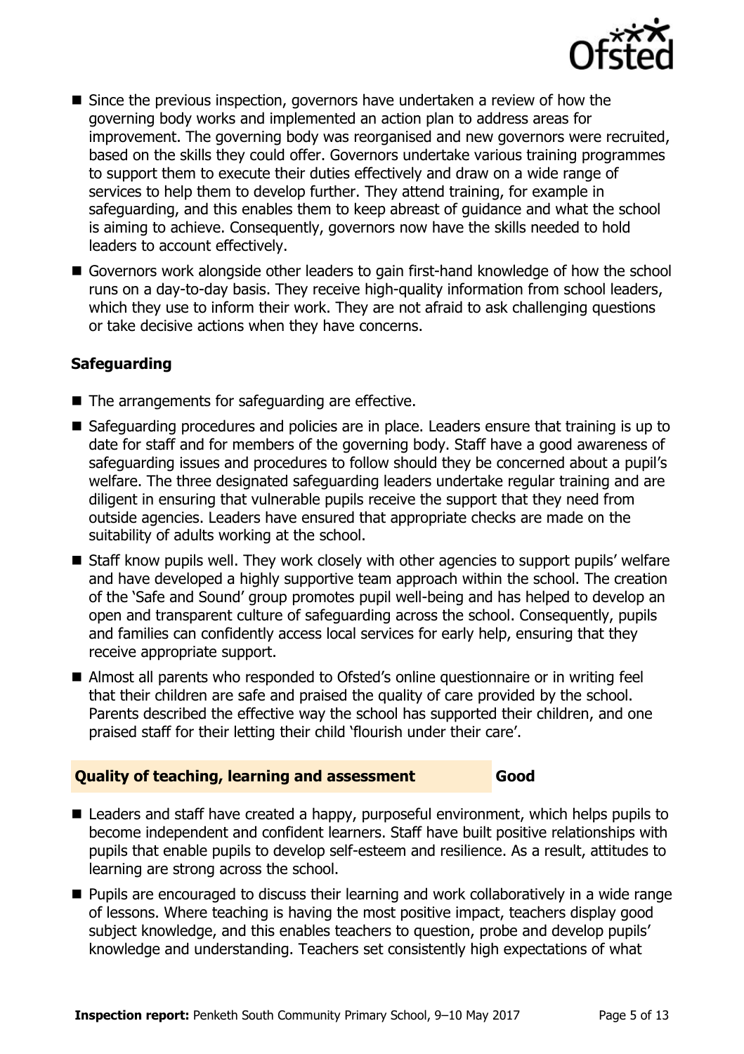- Since the previous inspection, governors have undertaken a review of how the governing body works and implemented an action plan to address areas for improvement. The governing body was reorganised and new governors were recruited, based on the skills they could offer. Governors undertake various training programmes to support them to execute their duties effectively and draw on a wide range of services to help them to develop further. They attend training, for example in safeguarding, and this enables them to keep abreast of guidance and what the school is aiming to achieve. Consequently, governors now have the skills needed to hold leaders to account effectively.
- Governors work alongside other leaders to gain first-hand knowledge of how the school runs on a day-to-day basis. They receive high-quality information from school leaders, which they use to inform their work. They are not afraid to ask challenging questions or take decisive actions when they have concerns.

### Safeguarding

- The arrangements for safeguarding are effective.
- Safeguarding procedures and policies are in place. Leaders ensure that training is up to date for staff and for members of the governing body. Staff have a good awareness of safeguarding issues and procedures to follow should they be concerned about a pupil's welfare. The three designated safeguarding leaders undertake regular training and are diligent in ensuring that vulnerable pupils receive the support that they need from outside agencies. Leaders have ensured that appropriate checks are made on the suitability of adults working at the school.
- Staff know pupils well. They work closely with other agencies to support pupils' welfare and have developed a highly supportive team approach within the school. The creation of the 'Safe and Sound' group promotes pupil well-being and has helped to develop an open and transparent culture of safeguarding across the school. Consequently, pupils and families can confidently access local services for early help, ensuring that they receive appropriate support.
- Almost all parents who responded to Ofsted's online questionnaire or in writing feel that their children are safe and praised the quality of care provided by the school. Parents described the effective way the school has supported their children, and one praised staff for their letting their child 'flourish under their care'.

## Quality of teaching, learning and assessment — Good

- Leaders and staff have created a happy, purposeful environment, which helps pupils to become independent and confident learners. Staff have built positive relationships with pupils that enable pupils to develop self-esteem and resilience. As a result, attitudes to learning are strong across the school.
- Pupils are encouraged to discuss their learning and work collaboratively in a wide range of lessons. Where teaching is having the most positive impact, teachers display good subject knowledge, and this enables teachers to question, probe and develop pupils' knowledge and understanding. Teachers set consistently high expectations of what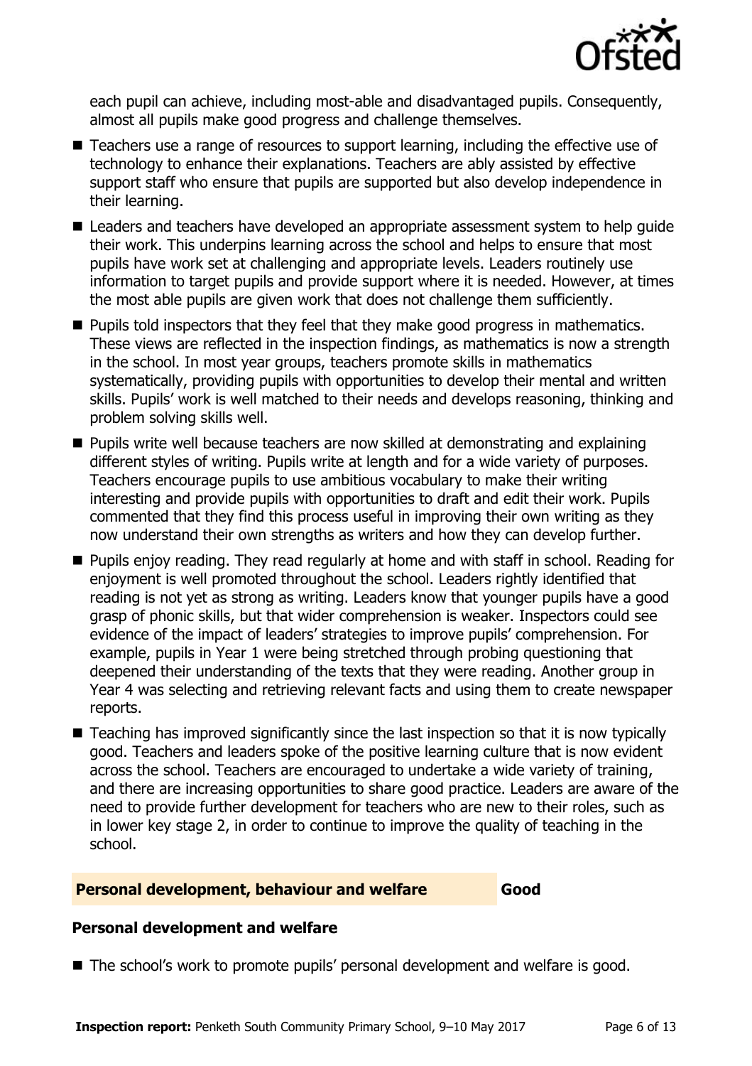each pupil can achieve, including most-able and disadvantaged pupils. Consequently, almost all pupils make good progress and challenge themselves.

- Teachers use a range of resources to support learning, including the effective use of technology to enhance their explanations. Teachers are ably assisted by effective support staff who ensure that pupils are supported but also develop independence in their learning.
- Leaders and teachers have developed an appropriate assessment system to help guide their work. This underpins learning across the school and helps to ensure that most pupils have work set at challenging and appropriate levels. Leaders routinely use information to target pupils and provide support where it is needed. However, at times the most able pupils are given work that does not challenge them sufficiently.
- Pupils told inspectors that they feel that they make good progress in mathematics. These views are reflected in the inspection findings, as mathematics is now a strength in the school. In most year groups, teachers promote skills in mathematics systematically, providing pupils with opportunities to develop their mental and written skills. Pupils' work is well matched to their needs and develops reasoning, thinking and problem solving skills well.
- Pupils write well because teachers are now skilled at demonstrating and explaining different styles of writing. Pupils write at length and for a wide variety of purposes. Teachers encourage pupils to use ambitious vocabulary to make their writing interesting and provide pupils with opportunities to draft and edit their work. Pupils commented that they find this process useful in improving their own writing as they now understand their own strengths as writers and how they can develop further.
- Pupils enjoy reading. They read regularly at home and with staff in school. Reading for enjoyment is well promoted throughout the school. Leaders rightly identified that reading is not yet as strong as writing. Leaders know that younger pupils have a good grasp of phonic skills, but that wider comprehension is weaker. Inspectors could see evidence of the impact of leaders' strategies to improve pupils' comprehension. For example, pupils in Year 1 were being stretched through probing questioning that deepened their understanding of the texts that they were reading. Another group in Year 4 was selecting and retrieving relevant facts and using them to create newspaper reports.
- Teaching has improved significantly since the last inspection so that it is now typically good. Teachers and leaders spoke of the positive learning culture that is now evident across the school. Teachers are encouraged to undertake a wide variety of training, and there are increasing opportunities to share good practice. Leaders are aware of the need to provide further development for teachers who are new to their roles, such as in lower key stage 2, in order to continue to improve the quality of teaching in the school.

## Personal development, behaviour and welfare — Good

### Personal development and welfare

- The school's work to promote pupils' personal development and welfare is good.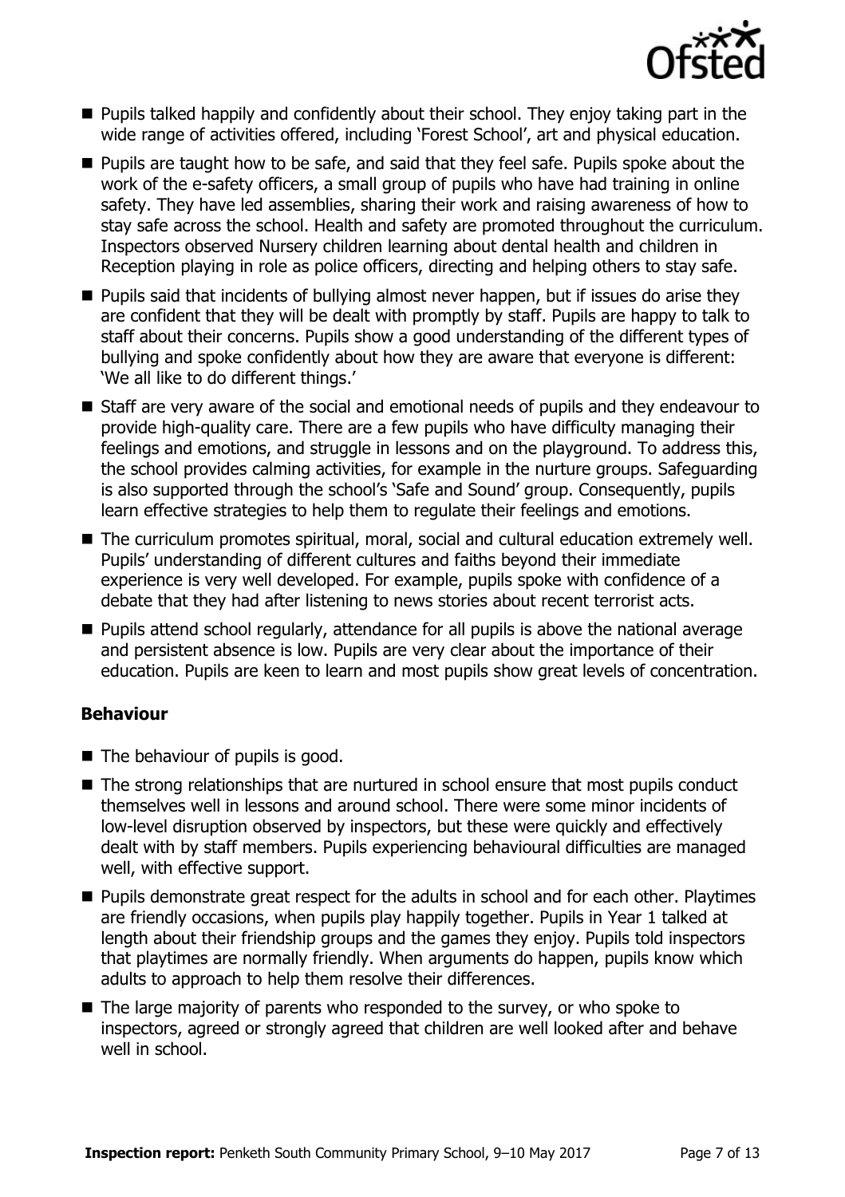- Pupils talked happily and confidently about their school. They enjoy taking part in the wide range of activities offered, including 'Forest School', art and physical education.
- Pupils are taught how to be safe, and said that they feel safe. Pupils spoke about the work of the e-safety officers, a small group of pupils who have had training in online safety. They have led assemblies, sharing their work and raising awareness of how to stay safe across the school. Health and safety are promoted throughout the curriculum. Inspectors observed Nursery children learning about dental health and children in Reception playing in role as police officers, directing and helping others to stay safe.
- Pupils said that incidents of bullying almost never happen, but if issues do arise they are confident that they will be dealt with promptly by staff. Pupils are happy to talk to staff about their concerns. Pupils show a good understanding of the different types of bullying and spoke confidently about how they are aware that everyone is different: 'We all like to do different things.'
- Staff are very aware of the social and emotional needs of pupils and they endeavour to provide high-quality care. There are a few pupils who have difficulty managing their feelings and emotions, and struggle in lessons and on the playground. To address this, the school provides calming activities, for example in the nurture groups. Safeguarding is also supported through the school's 'Safe and Sound' group. Consequently, pupils learn effective strategies to help them to regulate their feelings and emotions.
- The curriculum promotes spiritual, moral, social and cultural education extremely well. Pupils' understanding of different cultures and faiths beyond their immediate experience is very well developed. For example, pupils spoke with confidence of a debate that they had after listening to news stories about recent terrorist acts.
- Pupils attend school regularly, attendance for all pupils is above the national average and persistent absence is low. Pupils are very clear about the importance of their education. Pupils are keen to learn and most pupils show great levels of concentration.

### Behaviour

- The behaviour of pupils is good.
- The strong relationships that are nurtured in school ensure that most pupils conduct themselves well in lessons and around school. There were some minor incidents of low-level disruption observed by inspectors, but these were quickly and effectively dealt with by staff members. Pupils experiencing behavioural difficulties are managed well, with effective support.
- Pupils demonstrate great respect for the adults in school and for each other. Playtimes are friendly occasions, when pupils play happily together. Pupils in Year 1 talked at length about their friendship groups and the games they enjoy. Pupils told inspectors that playtimes are normally friendly. When arguments do happen, pupils know which adults to approach to help them resolve their differences.
- The large majority of parents who responded to the survey, or who spoke to inspectors, agreed or strongly agreed that children are well looked after and behave well in school.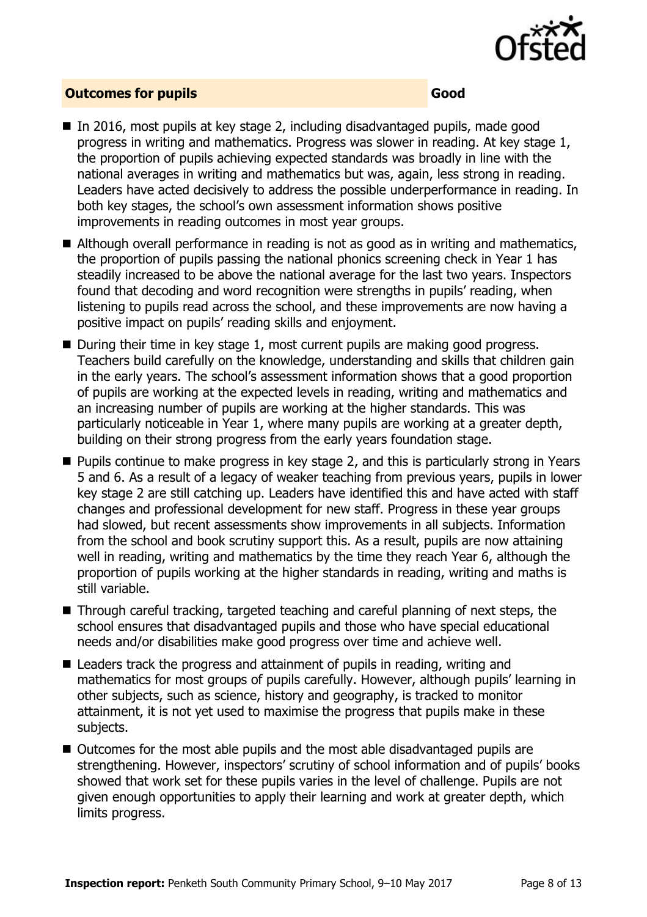## Outcomes for pupils — Good

- In 2016, most pupils at key stage 2, including disadvantaged pupils, made good progress in writing and mathematics. Progress was slower in reading. At key stage 1, the proportion of pupils achieving expected standards was broadly in line with the national averages in writing and mathematics but was, again, less strong in reading. Leaders have acted decisively to address the possible underperformance in reading. In both key stages, the school's own assessment information shows positive improvements in reading outcomes in most year groups.
- Although overall performance in reading is not as good as in writing and mathematics, the proportion of pupils passing the national phonics screening check in Year 1 has steadily increased to be above the national average for the last two years. Inspectors found that decoding and word recognition were strengths in pupils' reading, when listening to pupils read across the school, and these improvements are now having a positive impact on pupils' reading skills and enjoyment.
- During their time in key stage 1, most current pupils are making good progress. Teachers build carefully on the knowledge, understanding and skills that children gain in the early years. The school's assessment information shows that a good proportion of pupils are working at the expected levels in reading, writing and mathematics and an increasing number of pupils are working at the higher standards. This was particularly noticeable in Year 1, where many pupils are working at a greater depth, building on their strong progress from the early years foundation stage.
- Pupils continue to make progress in key stage 2, and this is particularly strong in Years 5 and 6. As a result of a legacy of weaker teaching from previous years, pupils in lower key stage 2 are still catching up. Leaders have identified this and have acted with staff changes and professional development for new staff. Progress in these year groups had slowed, but recent assessments show improvements in all subjects. Information from the school and book scrutiny support this. As a result, pupils are now attaining well in reading, writing and mathematics by the time they reach Year 6, although the proportion of pupils working at the higher standards in reading, writing and maths is still variable.
- Through careful tracking, targeted teaching and careful planning of next steps, the school ensures that disadvantaged pupils and those who have special educational needs and/or disabilities make good progress over time and achieve well.
- Leaders track the progress and attainment of pupils in reading, writing and mathematics for most groups of pupils carefully. However, although pupils' learning in other subjects, such as science, history and geography, is tracked to monitor attainment, it is not yet used to maximise the progress that pupils make in these subjects.
- Outcomes for the most able pupils and the most able disadvantaged pupils are strengthening. However, inspectors' scrutiny of school information and of pupils' books showed that work set for these pupils varies in the level of challenge. Pupils are not given enough opportunities to apply their learning and work at greater depth, which limits progress.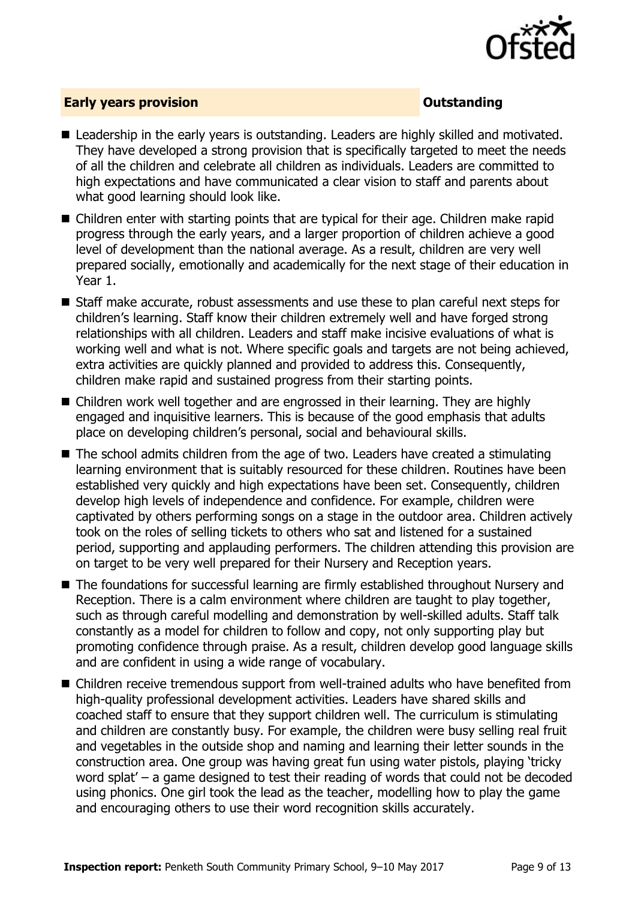## Early years provision — Outstanding

- Leadership in the early years is outstanding. Leaders are highly skilled and motivated. They have developed a strong provision that is specifically targeted to meet the needs of all the children and celebrate all children as individuals. Leaders are committed to high expectations and have communicated a clear vision to staff and parents about what good learning should look like.
- Children enter with starting points that are typical for their age. Children make rapid progress through the early years, and a larger proportion of children achieve a good level of development than the national average. As a result, children are very well prepared socially, emotionally and academically for the next stage of their education in Year 1.
- Staff make accurate, robust assessments and use these to plan careful next steps for children's learning. Staff know their children extremely well and have forged strong relationships with all children. Leaders and staff make incisive evaluations of what is working well and what is not. Where specific goals and targets are not being achieved, extra activities are quickly planned and provided to address this. Consequently, children make rapid and sustained progress from their starting points.
- Children work well together and are engrossed in their learning. They are highly engaged and inquisitive learners. This is because of the good emphasis that adults place on developing children's personal, social and behavioural skills.
- The school admits children from the age of two. Leaders have created a stimulating learning environment that is suitably resourced for these children. Routines have been established very quickly and high expectations have been set. Consequently, children develop high levels of independence and confidence. For example, children were captivated by others performing songs on a stage in the outdoor area. Children actively took on the roles of selling tickets to others who sat and listened for a sustained period, supporting and applauding performers. The children attending this provision are on target to be very well prepared for their Nursery and Reception years.
- The foundations for successful learning are firmly established throughout Nursery and Reception. There is a calm environment where children are taught to play together, such as through careful modelling and demonstration by well-skilled adults. Staff talk constantly as a model for children to follow and copy, not only supporting play but promoting confidence through praise. As a result, children develop good language skills and are confident in using a wide range of vocabulary.
- Children receive tremendous support from well-trained adults who have benefited from high-quality professional development activities. Leaders have shared skills and coached staff to ensure that they support children well. The curriculum is stimulating and children are constantly busy. For example, the children were busy selling real fruit and vegetables in the outside shop and naming and learning their letter sounds in the construction area. One group was having great fun using water pistols, playing 'tricky word splat' – a game designed to test their reading of words that could not be decoded using phonics. One girl took the lead as the teacher, modelling how to play the game and encouraging others to use their word recognition skills accurately.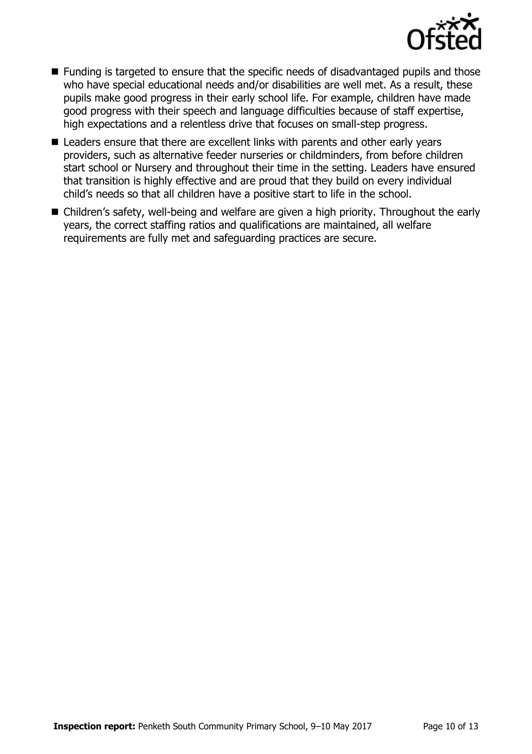- Funding is targeted to ensure that the specific needs of disadvantaged pupils and those who have special educational needs and/or disabilities are well met. As a result, these pupils make good progress in their early school life. For example, children have made good progress with their speech and language difficulties because of staff expertise, high expectations and a relentless drive that focuses on small-step progress.
- Leaders ensure that there are excellent links with parents and other early years providers, such as alternative feeder nurseries or childminders, from before children start school or Nursery and throughout their time in the setting. Leaders have ensured that transition is highly effective and are proud that they build on every individual child's needs so that all children have a positive start to life in the school.
- Children's safety, well-being and welfare are given a high priority. Throughout the early years, the correct staffing ratios and qualifications are maintained, all welfare requirements are fully met and safeguarding practices are secure.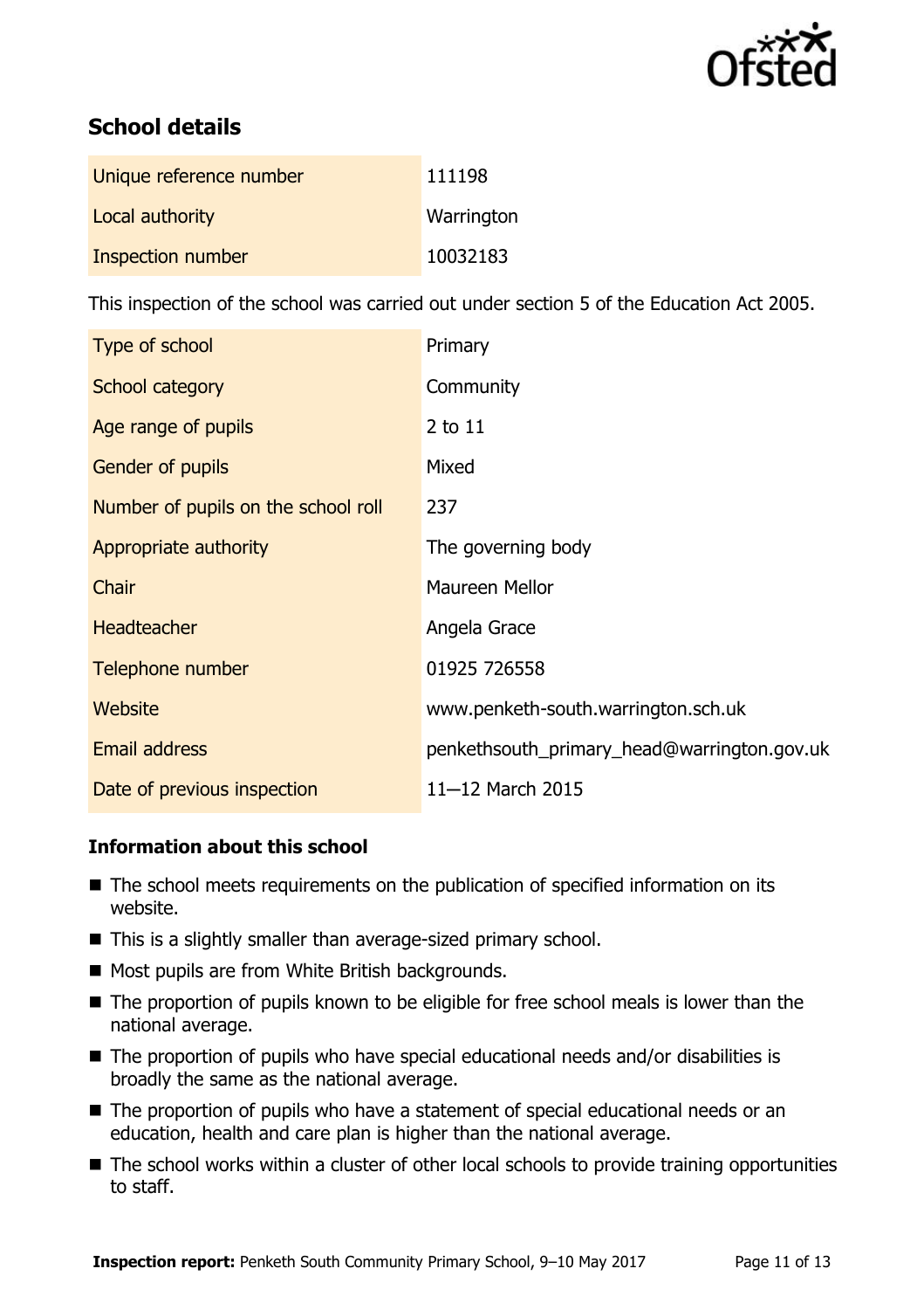## School details

| Unique reference number | 111198 |
| --- | --- |
| Local authority | Warrington |
| Inspection number | 10032183 |

This inspection of the school was carried out under section 5 of the Education Act 2005.

| Type of school | Primary |
| --- | --- |
| School category | Community |
| Age range of pupils | 2 to 11 |
| Gender of pupils | Mixed |
| Number of pupils on the school roll | 237 |
| Appropriate authority | The governing body |
| Chair | Maureen Mellor |
| Headteacher | Angela Grace |
| Telephone number | 01925 726558 |
| Website | www.penketh-south.warrington.sch.uk |
| Email address | penkethsouth_primary_head@warrington.gov.uk |
| Date of previous inspection | 11—12 March 2015 |

### Information about this school

- The school meets requirements on the publication of specified information on its website.
- This is a slightly smaller than average-sized primary school.
- Most pupils are from White British backgrounds.
- The proportion of pupils known to be eligible for free school meals is lower than the national average.
- The proportion of pupils who have special educational needs and/or disabilities is broadly the same as the national average.
- The proportion of pupils who have a statement of special educational needs or an education, health and care plan is higher than the national average.
- The school works within a cluster of other local schools to provide training opportunities to staff.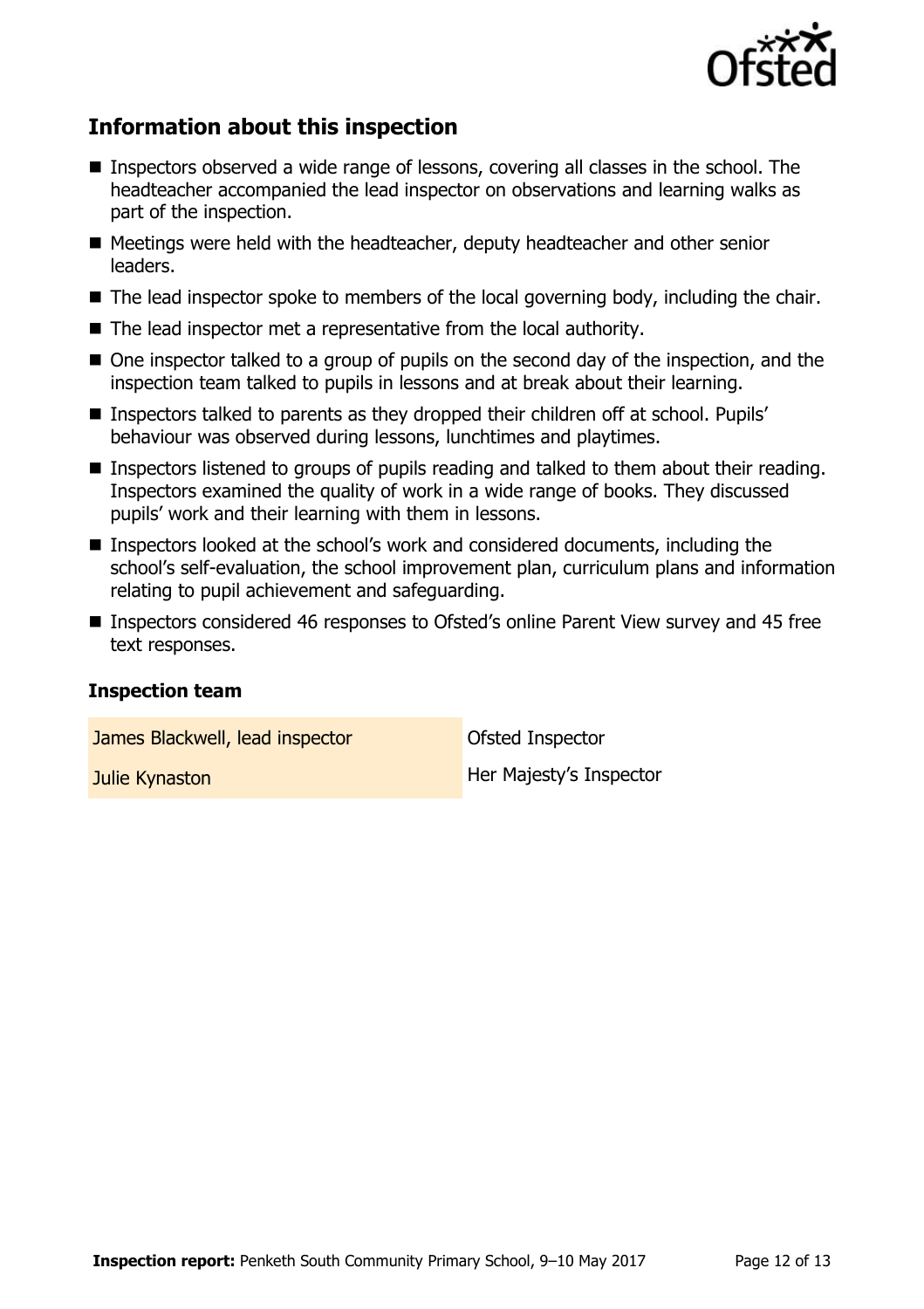## Information about this inspection

- Inspectors observed a wide range of lessons, covering all classes in the school. The headteacher accompanied the lead inspector on observations and learning walks as part of the inspection.
- Meetings were held with the headteacher, deputy headteacher and other senior leaders.
- The lead inspector spoke to members of the local governing body, including the chair.
- The lead inspector met a representative from the local authority.
- One inspector talked to a group of pupils on the second day of the inspection, and the inspection team talked to pupils in lessons and at break about their learning.
- Inspectors talked to parents as they dropped their children off at school. Pupils' behaviour was observed during lessons, lunchtimes and playtimes.
- Inspectors listened to groups of pupils reading and talked to them about their reading. Inspectors examined the quality of work in a wide range of books. They discussed pupils' work and their learning with them in lessons.
- Inspectors looked at the school's work and considered documents, including the school's self-evaluation, the school improvement plan, curriculum plans and information relating to pupil achievement and safeguarding.
- Inspectors considered 46 responses to Ofsted's online Parent View survey and 45 free text responses.

### Inspection team

| | |
|---|---|
| James Blackwell, lead inspector | Ofsted Inspector |
| Julie Kynaston | Her Majesty's Inspector |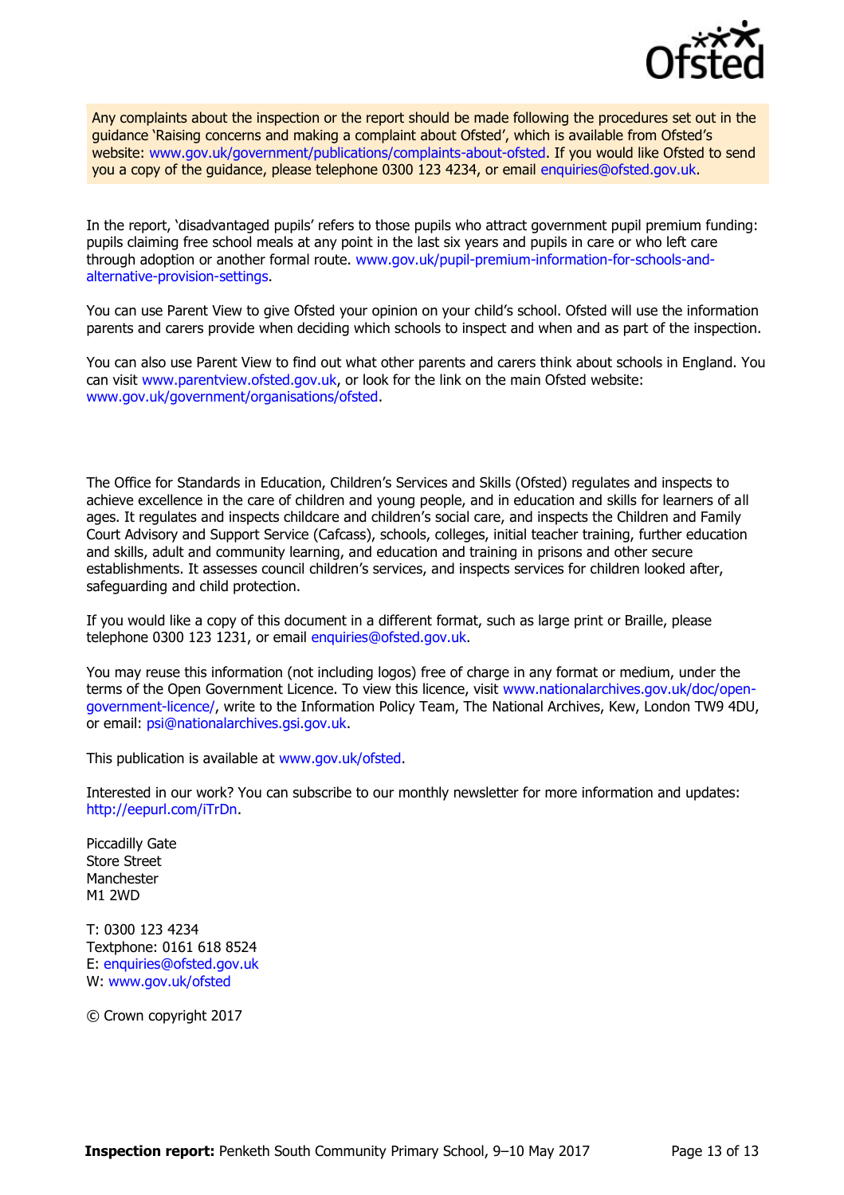Any complaints about the inspection or the report should be made following the procedures set out in the guidance 'Raising concerns and making a complaint about Ofsted', which is available from Ofsted's website: www.gov.uk/government/publications/complaints-about-ofsted. If you would like Ofsted to send you a copy of the guidance, please telephone 0300 123 4234, or email enquiries@ofsted.gov.uk.

In the report, 'disadvantaged pupils' refers to those pupils who attract government pupil premium funding: pupils claiming free school meals at any point in the last six years and pupils in care or who left care through adoption or another formal route. www.gov.uk/pupil-premium-information-for-schools-and-alternative-provision-settings.

You can use Parent View to give Ofsted your opinion on your child's school. Ofsted will use the information parents and carers provide when deciding which schools to inspect and when and as part of the inspection.

You can also use Parent View to find out what other parents and carers think about schools in England. You can visit www.parentview.ofsted.gov.uk, or look for the link on the main Ofsted website: www.gov.uk/government/organisations/ofsted.

The Office for Standards in Education, Children's Services and Skills (Ofsted) regulates and inspects to achieve excellence in the care of children and young people, and in education and skills for learners of all ages. It regulates and inspects childcare and children's social care, and inspects the Children and Family Court Advisory and Support Service (Cafcass), schools, colleges, initial teacher training, further education and skills, adult and community learning, and education and training in prisons and other secure establishments. It assesses council children's services, and inspects services for children looked after, safeguarding and child protection.

If you would like a copy of this document in a different format, such as large print or Braille, please telephone 0300 123 1231, or email enquiries@ofsted.gov.uk.

You may reuse this information (not including logos) free of charge in any format or medium, under the terms of the Open Government Licence. To view this licence, visit www.nationalarchives.gov.uk/doc/open-government-licence/, write to the Information Policy Team, The National Archives, Kew, London TW9 4DU, or email: psi@nationalarchives.gsi.gov.uk.

This publication is available at www.gov.uk/ofsted.

Interested in our work? You can subscribe to our monthly newsletter for more information and updates: http://eepurl.com/iTrDn.

Piccadilly Gate  
Store Street  
Manchester  
M1 2WD

T: 0300 123 4234  
Textphone: 0161 618 8524  
E: enquiries@ofsted.gov.uk  
W: www.gov.uk/ofsted

© Crown copyright 2017